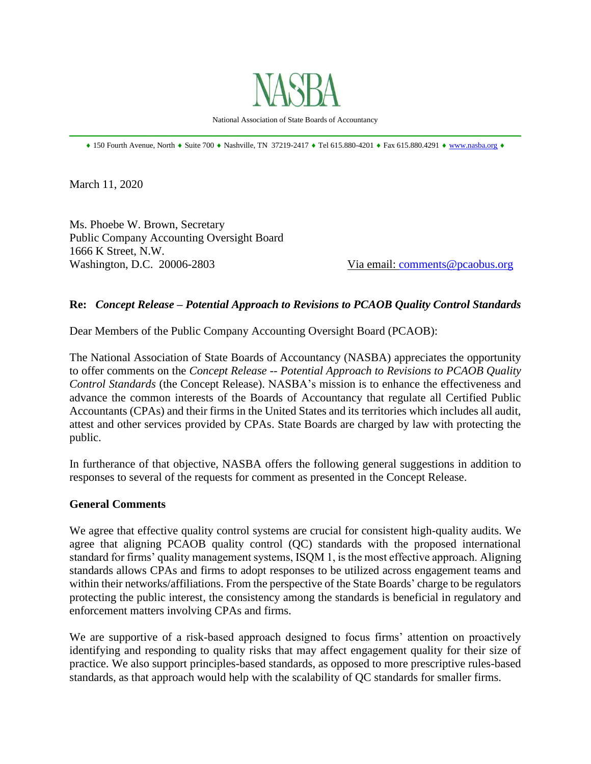# NASBA

National Association of State Boards of Accountancy

♦ 150 Fourth Avenue, North ♦ Suite 700 ♦ Nashville, TN 37219-2417 ♦ Tel 615.880-4201 ♦ Fax 615.880.4291 ♦ www.nasba.org ♦

March 11, 2020

Ms. Phoebe W. Brown, Secretary
Public Company Accounting Oversight Board
1666 K Street, N.W.
Washington, D.C. 20006-2803

Via email: comments@pcaobus.org

**Re: *Concept Release – Potential Approach to Revisions to PCAOB Quality Control Standards***

Dear Members of the Public Company Accounting Oversight Board (PCAOB):

The National Association of State Boards of Accountancy (NASBA) appreciates the opportunity to offer comments on the *Concept Release -- Potential Approach to Revisions to PCAOB Quality Control Standards* (the Concept Release). NASBA's mission is to enhance the effectiveness and advance the common interests of the Boards of Accountancy that regulate all Certified Public Accountants (CPAs) and their firms in the United States and its territories which includes all audit, attest and other services provided by CPAs. State Boards are charged by law with protecting the public.

In furtherance of that objective, NASBA offers the following general suggestions in addition to responses to several of the requests for comment as presented in the Concept Release.

**General Comments**

We agree that effective quality control systems are crucial for consistent high-quality audits. We agree that aligning PCAOB quality control (QC) standards with the proposed international standard for firms' quality management systems, ISQM 1, is the most effective approach. Aligning standards allows CPAs and firms to adopt responses to be utilized across engagement teams and within their networks/affiliations. From the perspective of the State Boards' charge to be regulators protecting the public interest, the consistency among the standards is beneficial in regulatory and enforcement matters involving CPAs and firms.

We are supportive of a risk-based approach designed to focus firms' attention on proactively identifying and responding to quality risks that may affect engagement quality for their size of practice. We also support principles-based standards, as opposed to more prescriptive rules-based standards, as that approach would help with the scalability of QC standards for smaller firms.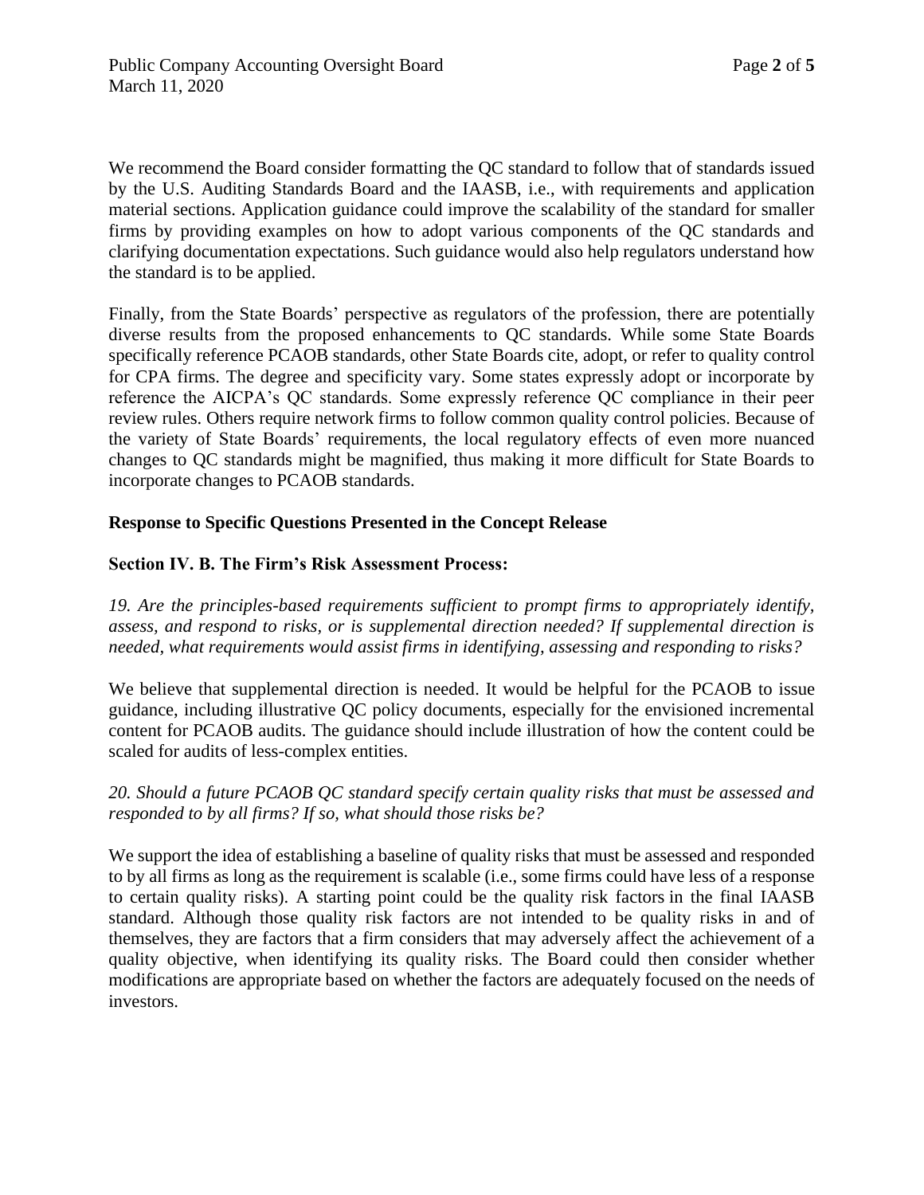We recommend the Board consider formatting the QC standard to follow that of standards issued by the U.S. Auditing Standards Board and the IAASB, i.e., with requirements and application material sections. Application guidance could improve the scalability of the standard for smaller firms by providing examples on how to adopt various components of the QC standards and clarifying documentation expectations. Such guidance would also help regulators understand how the standard is to be applied.

Finally, from the State Boards' perspective as regulators of the profession, there are potentially diverse results from the proposed enhancements to QC standards. While some State Boards specifically reference PCAOB standards, other State Boards cite, adopt, or refer to quality control for CPA firms. The degree and specificity vary. Some states expressly adopt or incorporate by reference the AICPA's QC standards. Some expressly reference QC compliance in their peer review rules. Others require network firms to follow common quality control policies. Because of the variety of State Boards' requirements, the local regulatory effects of even more nuanced changes to QC standards might be magnified, thus making it more difficult for State Boards to incorporate changes to PCAOB standards.

**Response to Specific Questions Presented in the Concept Release**

**Section IV. B. The Firm's Risk Assessment Process:**

*19. Are the principles-based requirements sufficient to prompt firms to appropriately identify, assess, and respond to risks, or is supplemental direction needed? If supplemental direction is needed, what requirements would assist firms in identifying, assessing and responding to risks?*

We believe that supplemental direction is needed. It would be helpful for the PCAOB to issue guidance, including illustrative QC policy documents, especially for the envisioned incremental content for PCAOB audits. The guidance should include illustration of how the content could be scaled for audits of less-complex entities.

*20. Should a future PCAOB QC standard specify certain quality risks that must be assessed and responded to by all firms? If so, what should those risks be?*

We support the idea of establishing a baseline of quality risks that must be assessed and responded to by all firms as long as the requirement is scalable (i.e., some firms could have less of a response to certain quality risks). A starting point could be the quality risk factors in the final IAASB standard. Although those quality risk factors are not intended to be quality risks in and of themselves, they are factors that a firm considers that may adversely affect the achievement of a quality objective, when identifying its quality risks. The Board could then consider whether modifications are appropriate based on whether the factors are adequately focused on the needs of investors.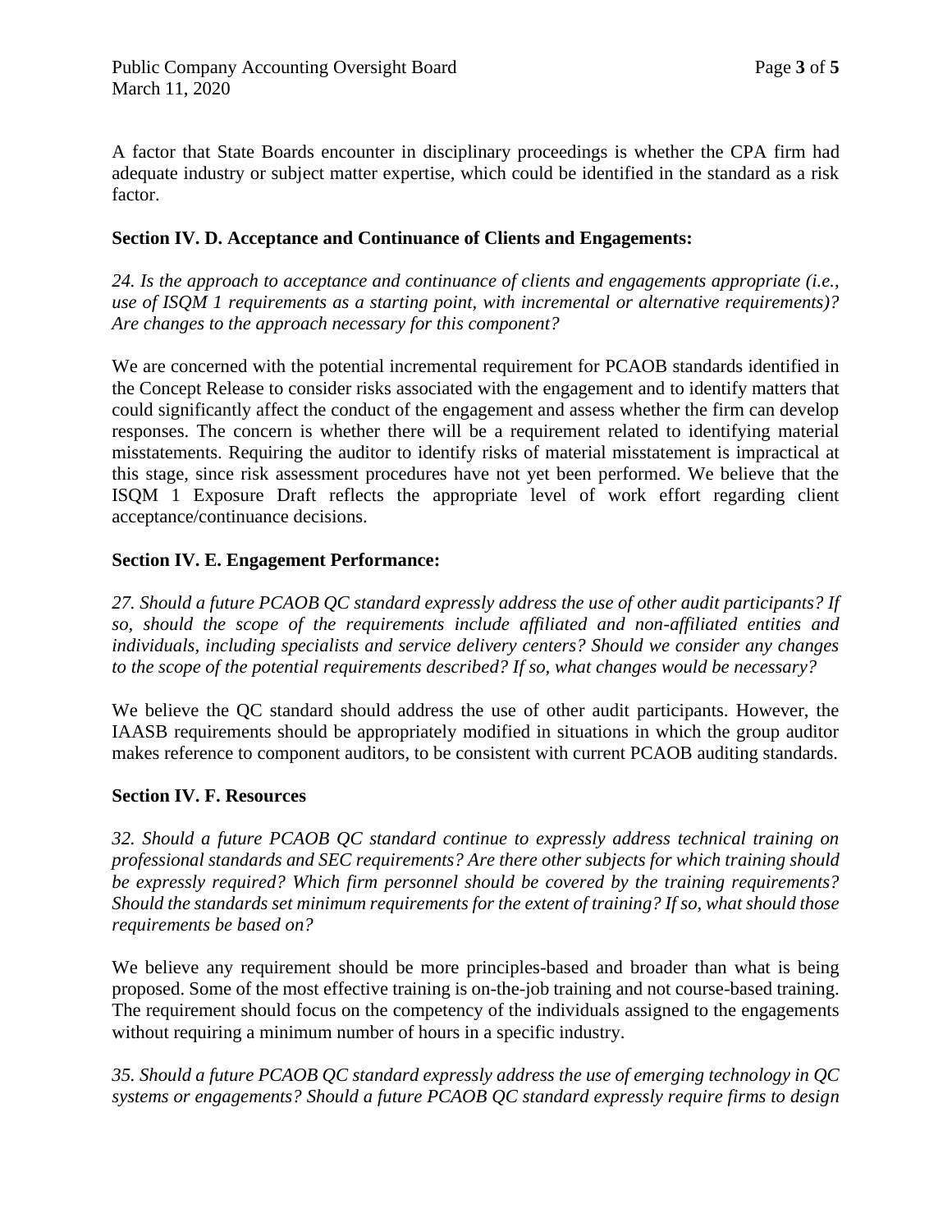A factor that State Boards encounter in disciplinary proceedings is whether the CPA firm had adequate industry or subject matter expertise, which could be identified in the standard as a risk factor.

**Section IV. D. Acceptance and Continuance of Clients and Engagements:**

*24. Is the approach to acceptance and continuance of clients and engagements appropriate (i.e., use of ISQM 1 requirements as a starting point, with incremental or alternative requirements)? Are changes to the approach necessary for this component?*

We are concerned with the potential incremental requirement for PCAOB standards identified in the Concept Release to consider risks associated with the engagement and to identify matters that could significantly affect the conduct of the engagement and assess whether the firm can develop responses. The concern is whether there will be a requirement related to identifying material misstatements. Requiring the auditor to identify risks of material misstatement is impractical at this stage, since risk assessment procedures have not yet been performed. We believe that the ISQM 1 Exposure Draft reflects the appropriate level of work effort regarding client acceptance/continuance decisions.

**Section IV. E. Engagement Performance:**

*27. Should a future PCAOB QC standard expressly address the use of other audit participants? If so, should the scope of the requirements include affiliated and non-affiliated entities and individuals, including specialists and service delivery centers? Should we consider any changes to the scope of the potential requirements described? If so, what changes would be necessary?*

We believe the QC standard should address the use of other audit participants. However, the IAASB requirements should be appropriately modified in situations in which the group auditor makes reference to component auditors, to be consistent with current PCAOB auditing standards.

**Section IV. F. Resources**

*32. Should a future PCAOB QC standard continue to expressly address technical training on professional standards and SEC requirements? Are there other subjects for which training should be expressly required? Which firm personnel should be covered by the training requirements? Should the standards set minimum requirements for the extent of training? If so, what should those requirements be based on?*

We believe any requirement should be more principles-based and broader than what is being proposed. Some of the most effective training is on-the-job training and not course-based training. The requirement should focus on the competency of the individuals assigned to the engagements without requiring a minimum number of hours in a specific industry.

*35. Should a future PCAOB QC standard expressly address the use of emerging technology in QC systems or engagements? Should a future PCAOB QC standard expressly require firms to design*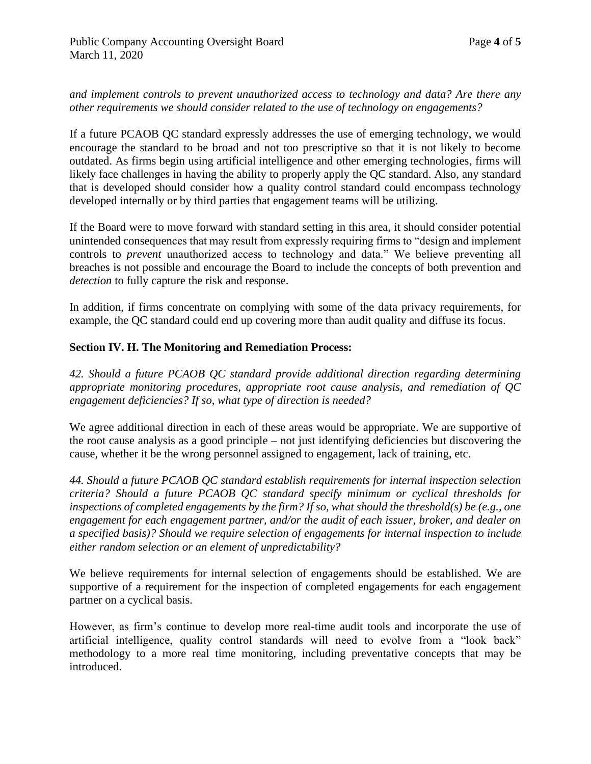*and implement controls to prevent unauthorized access to technology and data? Are there any other requirements we should consider related to the use of technology on engagements?*

If a future PCAOB QC standard expressly addresses the use of emerging technology, we would encourage the standard to be broad and not too prescriptive so that it is not likely to become outdated. As firms begin using artificial intelligence and other emerging technologies, firms will likely face challenges in having the ability to properly apply the QC standard. Also, any standard that is developed should consider how a quality control standard could encompass technology developed internally or by third parties that engagement teams will be utilizing.

If the Board were to move forward with standard setting in this area, it should consider potential unintended consequences that may result from expressly requiring firms to "design and implement controls to *prevent* unauthorized access to technology and data." We believe preventing all breaches is not possible and encourage the Board to include the concepts of both prevention and *detection* to fully capture the risk and response.

In addition, if firms concentrate on complying with some of the data privacy requirements, for example, the QC standard could end up covering more than audit quality and diffuse its focus.

**Section IV. H. The Monitoring and Remediation Process:**

*42. Should a future PCAOB QC standard provide additional direction regarding determining appropriate monitoring procedures, appropriate root cause analysis, and remediation of QC engagement deficiencies? If so, what type of direction is needed?*

We agree additional direction in each of these areas would be appropriate. We are supportive of the root cause analysis as a good principle – not just identifying deficiencies but discovering the cause, whether it be the wrong personnel assigned to engagement, lack of training, etc.

*44. Should a future PCAOB QC standard establish requirements for internal inspection selection criteria? Should a future PCAOB QC standard specify minimum or cyclical thresholds for inspections of completed engagements by the firm? If so, what should the threshold(s) be (e.g., one engagement for each engagement partner, and/or the audit of each issuer, broker, and dealer on a specified basis)? Should we require selection of engagements for internal inspection to include either random selection or an element of unpredictability?*

We believe requirements for internal selection of engagements should be established. We are supportive of a requirement for the inspection of completed engagements for each engagement partner on a cyclical basis.

However, as firm's continue to develop more real-time audit tools and incorporate the use of artificial intelligence, quality control standards will need to evolve from a "look back" methodology to a more real time monitoring, including preventative concepts that may be introduced.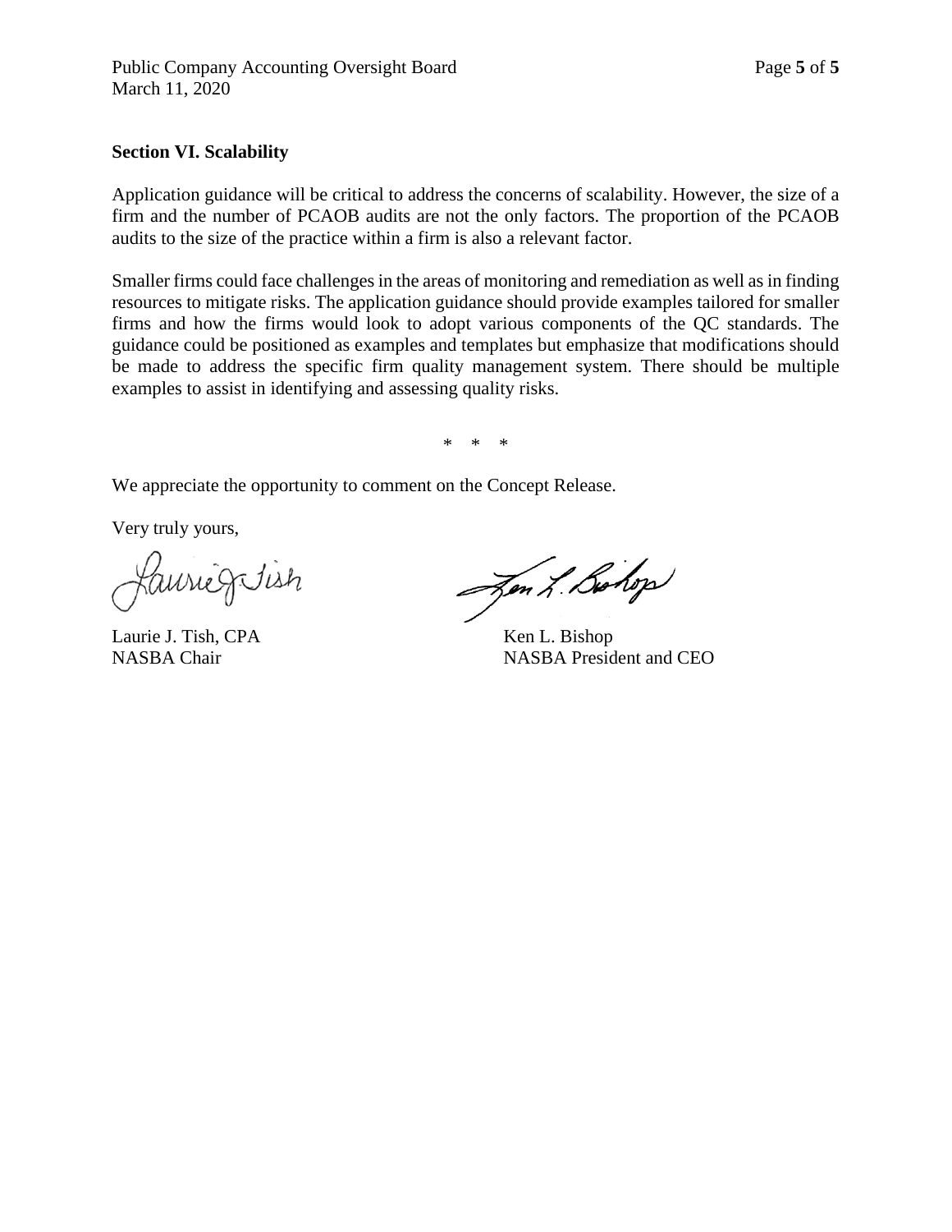**Section VI. Scalability**

Application guidance will be critical to address the concerns of scalability. However, the size of a firm and the number of PCAOB audits are not the only factors. The proportion of the PCAOB audits to the size of the practice within a firm is also a relevant factor.

Smaller firms could face challenges in the areas of monitoring and remediation as well as in finding resources to mitigate risks. The application guidance should provide examples tailored for smaller firms and how the firms would look to adopt various components of the QC standards. The guidance could be positioned as examples and templates but emphasize that modifications should be made to address the specific firm quality management system. There should be multiple examples to assist in identifying and assessing quality risks.

\* \* \*

We appreciate the opportunity to comment on the Concept Release.

Very truly yours,

Laurie J. Tish, CPA
NASBA Chair

Ken L. Bishop
NASBA President and CEO